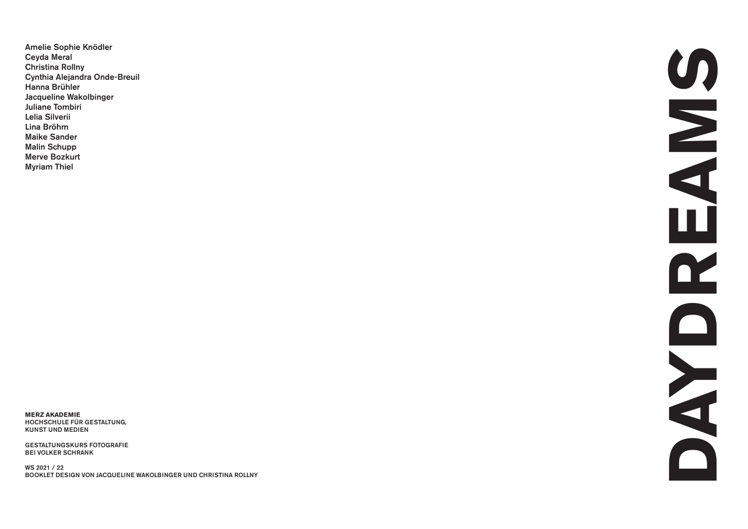# DAYDREAMS

Amelie Sophie Knödler
Ceyda Meral
Christina Rollny
Cynthia Alejandra Onde-Breuil
Hanna Brühler
Jacqueline Wakolbinger
Juliane Tombiri
Lelia Silverii
Lina Bröhm
Maike Sander
Malin Schupp
Merve Bozkurt
Myriam Thiel

**MERZ AKADEMIE**
HOCHSCHULE FÜR GESTALTUNG,
KUNST UND MEDIEN

GESTALTUNGSKURS FOTOGRAFIE
BEI VOLKER SCHRANK

WS 2021 / 22
BOOKLET DESIGN VON JACQUELINE WAKOLBINGER UND CHRISTINA ROLLNY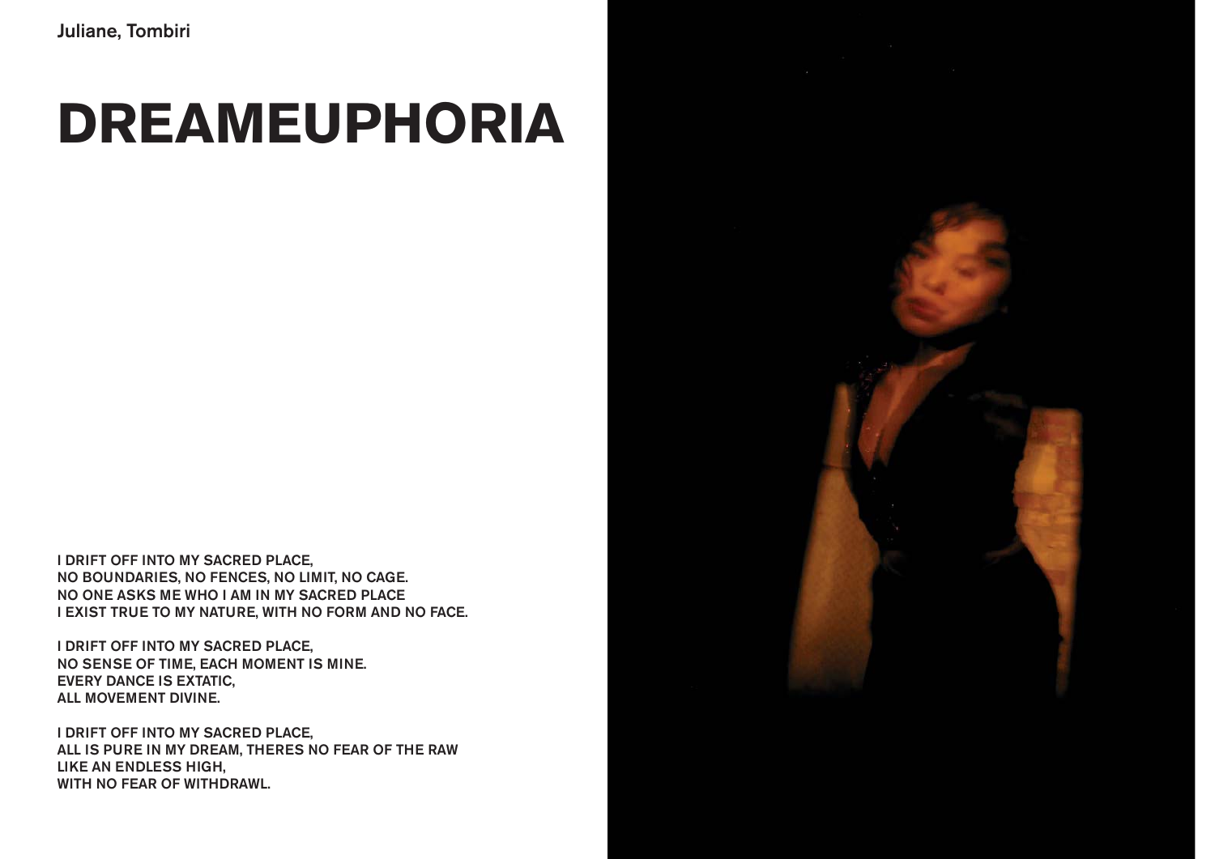Juliane, Tombiri

# DREAMEUPHORIA

I DRIFT OFF INTO MY SACRED PLACE,
NO BOUNDARIES, NO FENCES, NO LIMIT, NO CAGE.
NO ONE ASKS ME WHO I AM IN MY SACRED PLACE
I EXIST TRUE TO MY NATURE, WITH NO FORM AND NO FACE.

I DRIFT OFF INTO MY SACRED PLACE,
NO SENSE OF TIME, EACH MOMENT IS MINE.
EVERY DANCE IS EXTATIC,
ALL MOVEMENT DIVINE.

I DRIFT OFF INTO MY SACRED PLACE,
ALL IS PURE IN MY DREAM, THERES NO FEAR OF THE RAW
LIKE AN ENDLESS HIGH,
WITH NO FEAR OF WITHDRAWL.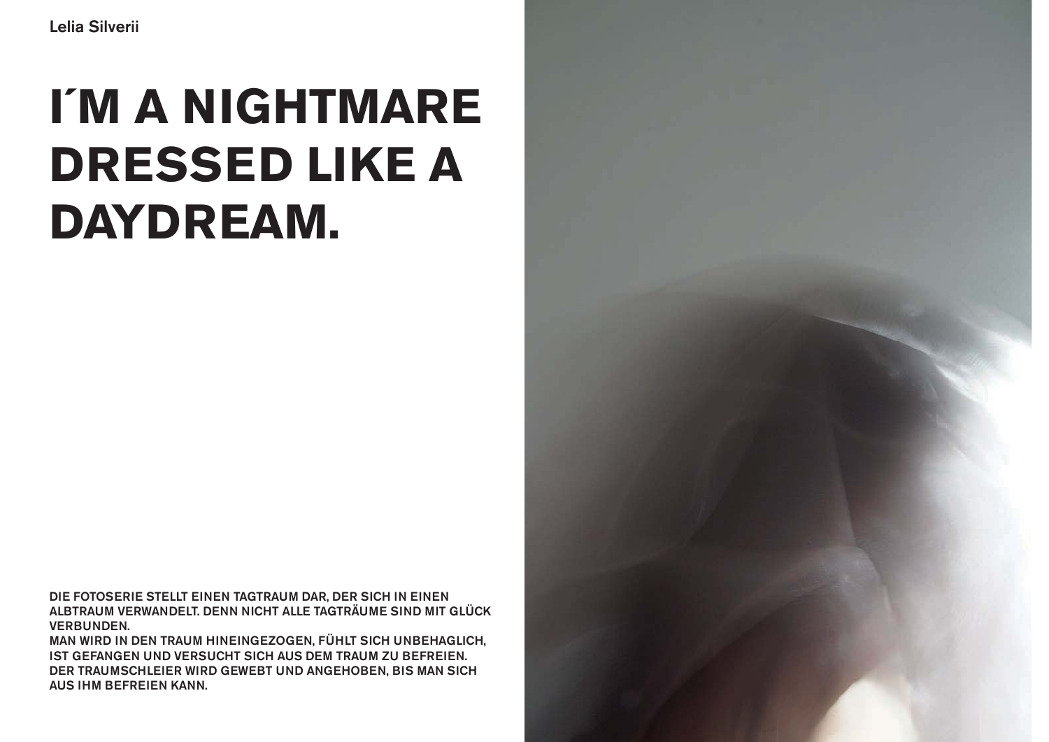Lelia Silverii

# I´M A NIGHTMARE DRESSED LIKE A DAYDREAM.

DIE FOTOSERIE STELLT EINEN TAGTRAUM DAR, DER SICH IN EINEN ALBTRAUM VERWANDELT. DENN NICHT ALLE TAGTRÄUME SIND MIT GLÜCK VERBUNDEN.
MAN WIRD IN DEN TRAUM HINEINGEZOGEN, FÜHLT SICH UNBEHAGLICH, IST GEFANGEN UND VERSUCHT SICH AUS DEM TRAUM ZU BEFREIEN.
DER TRAUMSCHLEIER WIRD GEWEBT UND ANGEHOBEN, BIS MAN SICH AUS IHM BEFREIEN KANN.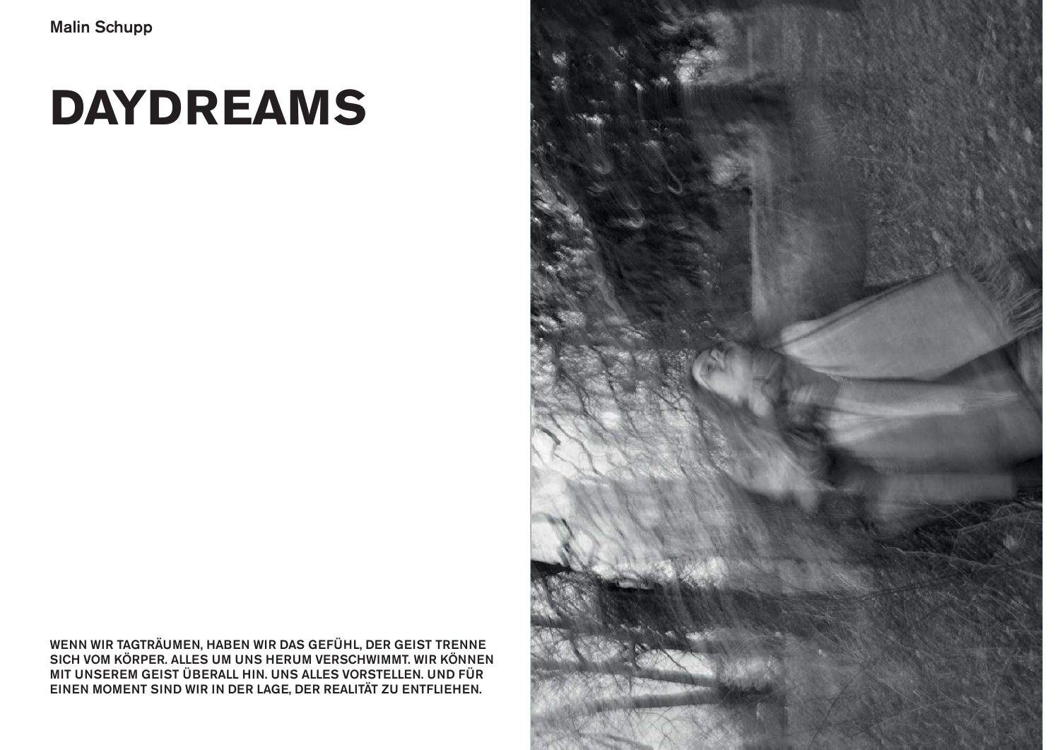Malin Schupp

# DAYDREAMS

WENN WIR TAGTRÄUMEN, HABEN WIR DAS GEFÜHL, DER GEIST TRENNE SICH VOM KÖRPER. ALLES UM UNS HERUM VERSCHWIMMT. WIR KÖNNEN MIT UNSEREM GEIST ÜBERALL HIN. UNS ALLES VORSTELLEN. UND FÜR EINEN MOMENT SIND WIR IN DER LAGE, DER REALITÄT ZU ENTFLIEHEN.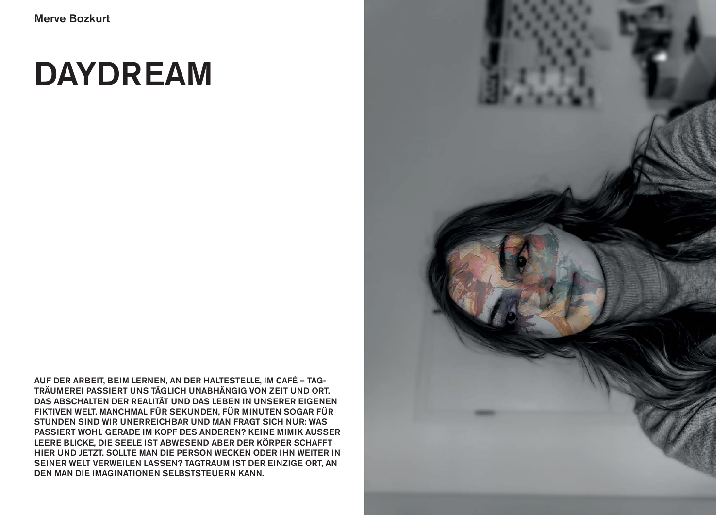Merve Bozkurt

# DAYDREAM

AUF DER ARBEIT, BEIM LERNEN, AN DER HALTESTELLE, IM CAFÉ – TAGTRÄUMEREI PASSIERT UNS TÄGLICH UNABHÄNGIG VON ZEIT UND ORT. DAS ABSCHALTEN DER REALITÄT UND DAS LEBEN IN UNSERER EIGENEN FIKTIVEN WELT. MANCHMAL FÜR SEKUNDEN, FÜR MINUTEN SOGAR FÜR STUNDEN SIND WIR UNERREICHBAR UND MAN FRAGT SICH NUR: WAS PASSIERT WOHL GERADE IM KOPF DES ANDEREN? KEINE MIMIK AUSSER LEERE BLICKE, DIE SEELE IST ABWESEND ABER DER KÖRPER SCHAFFT HIER UND JETZT. SOLLTE MAN DIE PERSON WECKEN ODER IHN WEITER IN SEINER WELT VERWEILEN LASSEN? TAGTRAUM IST DER EINZIGE ORT, AN DEN MAN DIE IMAGINATIONEN SELBSTSTEUERN KANN.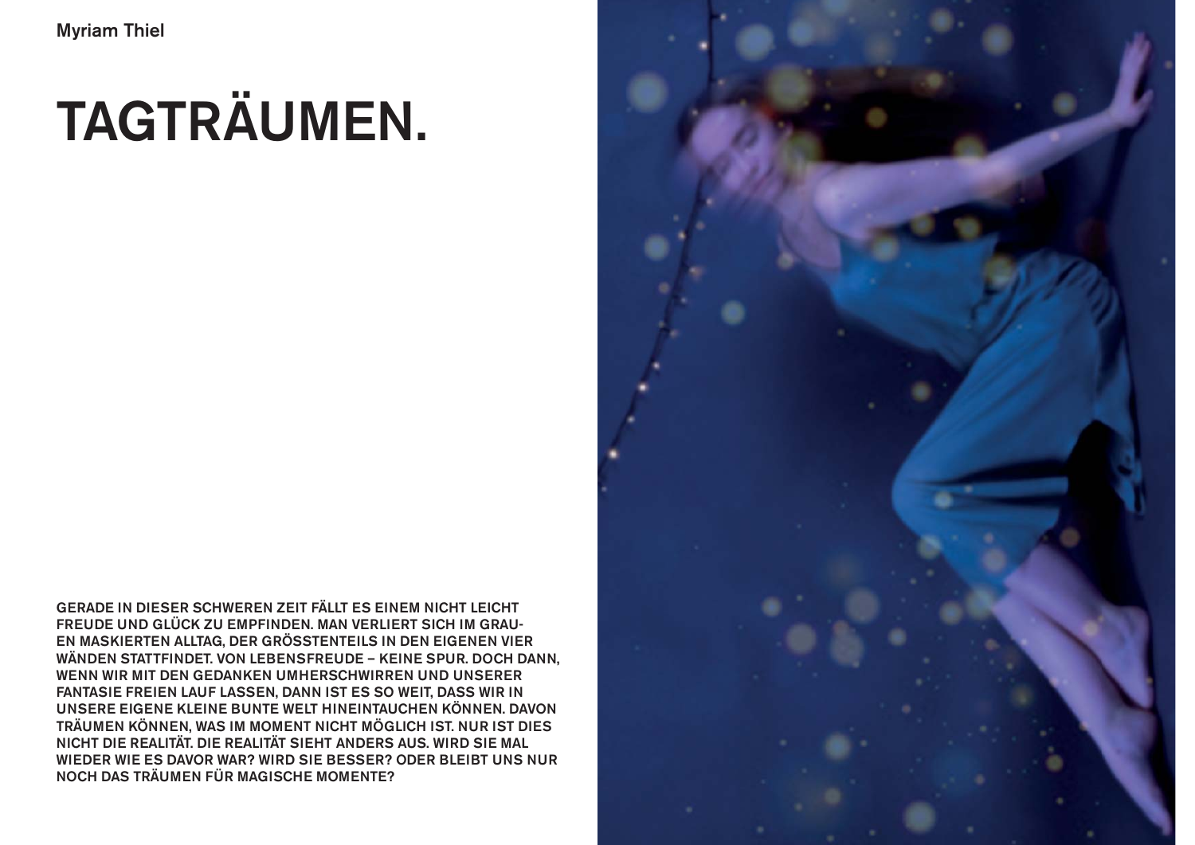Myriam Thiel

# TAGTRÄUMEN.

GERADE IN DIESER SCHWEREN ZEIT FÄLLT ES EINEM NICHT LEICHT FREUDE UND GLÜCK ZU EMPFINDEN. MAN VERLIERT SICH IM GRAUEN MASKIERTEN ALLTAG, DER GRÖSSTENTEILS IN DEN EIGENEN VIER WÄNDEN STATTFINDET. VON LEBENSFREUDE – KEINE SPUR. DOCH DANN, WENN WIR MIT DEN GEDANKEN UMHERSCHWIRREN UND UNSERER FANTASIE FREIEN LAUF LASSEN, DANN IST ES SO WEIT, DASS WIR IN UNSERE EIGENE KLEINE BUNTE WELT HINEINTAUCHEN KÖNNEN. DAVON TRÄUMEN KÖNNEN, WAS IM MOMENT NICHT MÖGLICH IST. NUR IST DIES NICHT DIE REALITÄT. DIE REALITÄT SIEHT ANDERS AUS. WIRD SIE MAL WIEDER WIE ES DAVOR WAR? WIRD SIE BESSER? ODER BLEIBT UNS NUR NOCH DAS TRÄUMEN FÜR MAGISCHE MOMENTE?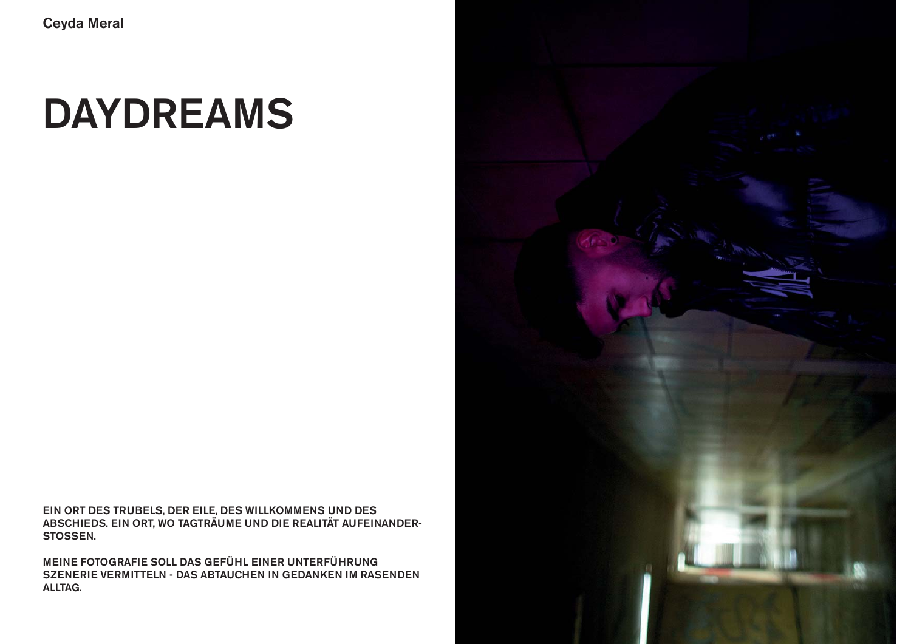**Ceyda Meral**

# DAYDREAMS

EIN ORT DES TRUBELS, DER EILE, DES WILLKOMMENS UND DES ABSCHIEDS. EIN ORT, WO TAGTRÄUME UND DIE REALITÄT AUFEINANDER-STOSSEN.

MEINE FOTOGRAFIE SOLL DAS GEFÜHL EINER UNTERFÜHRUNG SZENERIE VERMITTELN - DAS ABTAUCHEN IN GEDANKEN IM RASENDEN ALLTAG.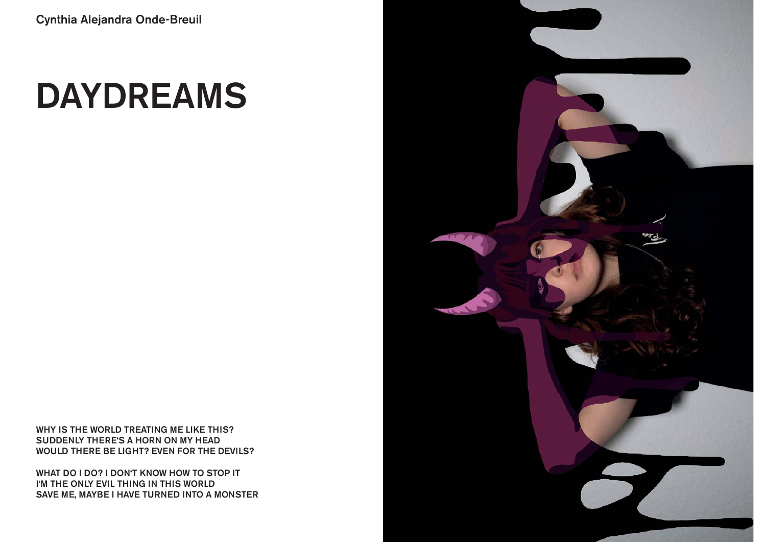Cynthia Alejandra Onde-Breuil

# DAYDREAMS

WHY IS THE WORLD TREATING ME LIKE THIS?
SUDDENLY THERE'S A HORN ON MY HEAD
WOULD THERE BE LIGHT? EVEN FOR THE DEVILS?

WHAT DO I DO? I DON'T KNOW HOW TO STOP IT
I'M THE ONLY EVIL THING IN THIS WORLD
SAVE ME, MAYBE I HAVE TURNED INTO A MONSTER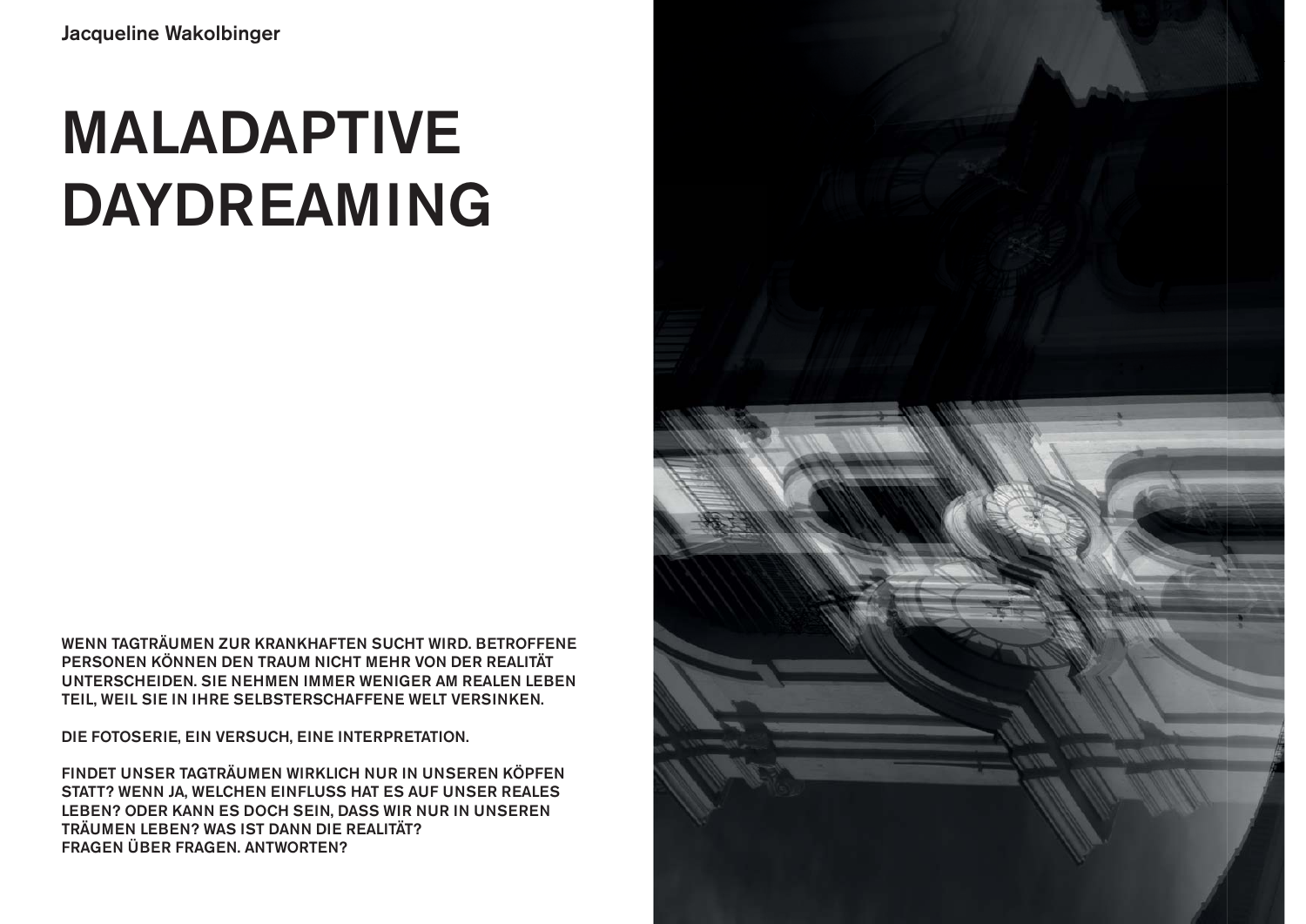Jacqueline Wakolbinger

# MALADAPTIVE DAYDREAMING

WENN TAGTRÄUMEN ZUR KRANKHAFTEN SUCHT WIRD. BETROFFENE PERSONEN KÖNNEN DEN TRAUM NICHT MEHR VON DER REALITÄT UNTERSCHEIDEN. SIE NEHMEN IMMER WENIGER AM REALEN LEBEN TEIL, WEIL SIE IN IHRE SELBSTERSCHAFFENE WELT VERSINKEN.

DIE FOTOSERIE, EIN VERSUCH, EINE INTERPRETATION.

FINDET UNSER TAGTRÄUMEN WIRKLICH NUR IN UNSEREN KÖPFEN STATT? WENN JA, WELCHEN EINFLUSS HAT ES AUF UNSER REALES LEBEN? ODER KANN ES DOCH SEIN, DASS WIR NUR IN UNSEREN TRÄUMEN LEBEN? WAS IST DANN DIE REALITÄT?
FRAGEN ÜBER FRAGEN. ANTWORTEN?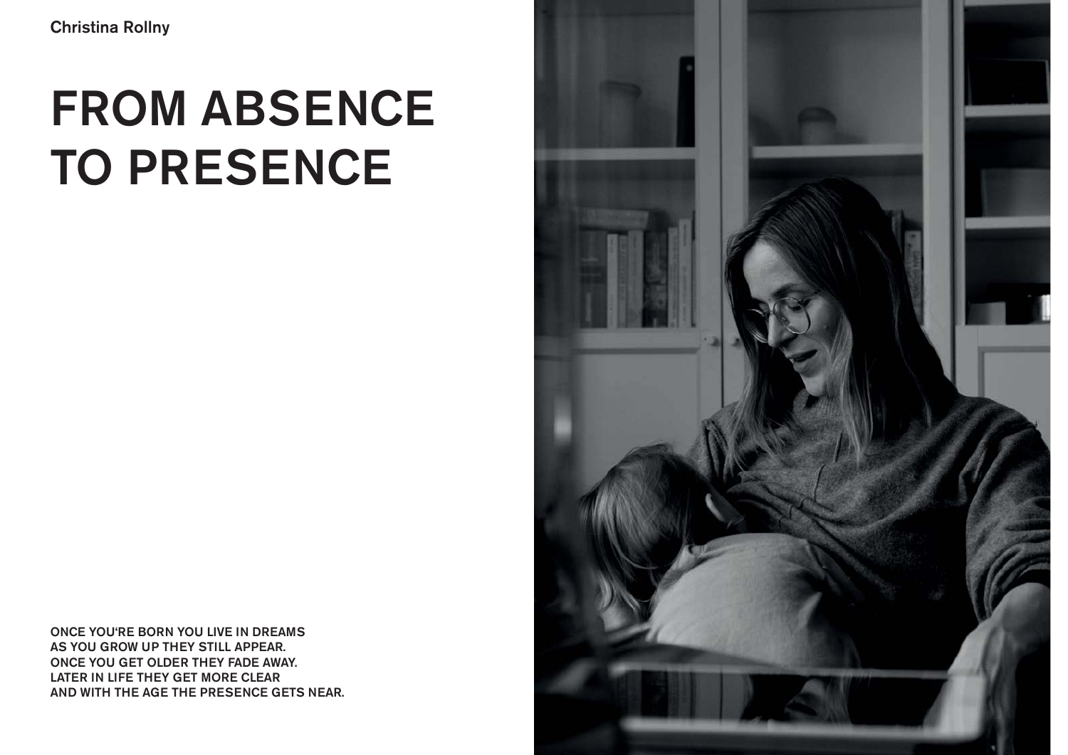Christina Rollny

# FROM ABSENCE TO PRESENCE

ONCE YOU'RE BORN YOU LIVE IN DREAMS
AS YOU GROW UP THEY STILL APPEAR.
ONCE YOU GET OLDER THEY FADE AWAY.
LATER IN LIFE THEY GET MORE CLEAR
AND WITH THE AGE THE PRESENCE GETS NEAR.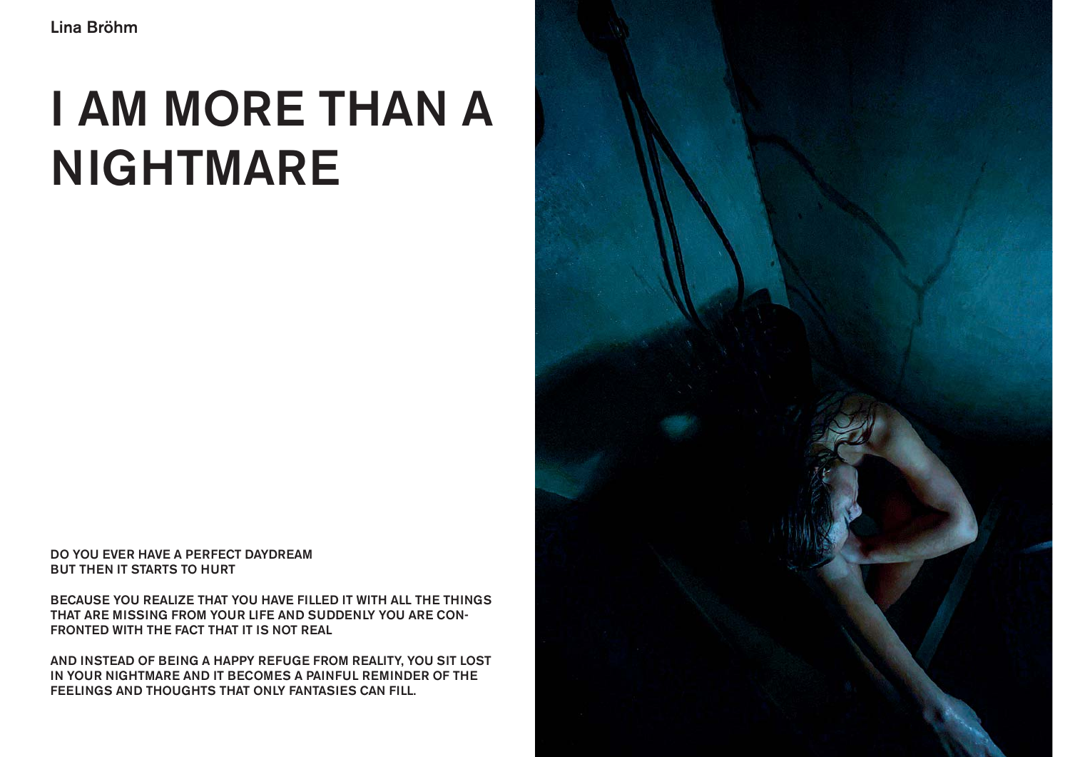Lina Bröhm

# I AM MORE THAN A NIGHTMARE

DO YOU EVER HAVE A PERFECT DAYDREAM
BUT THEN IT STARTS TO HURT

BECAUSE YOU REALIZE THAT YOU HAVE FILLED IT WITH ALL THE THINGS THAT ARE MISSING FROM YOUR LIFE AND SUDDENLY YOU ARE CONFRONTED WITH THE FACT THAT IT IS NOT REAL

AND INSTEAD OF BEING A HAPPY REFUGE FROM REALITY, YOU SIT LOST IN YOUR NIGHTMARE AND IT BECOMES A PAINFUL REMINDER OF THE FEELINGS AND THOUGHTS THAT ONLY FANTASIES CAN FILL.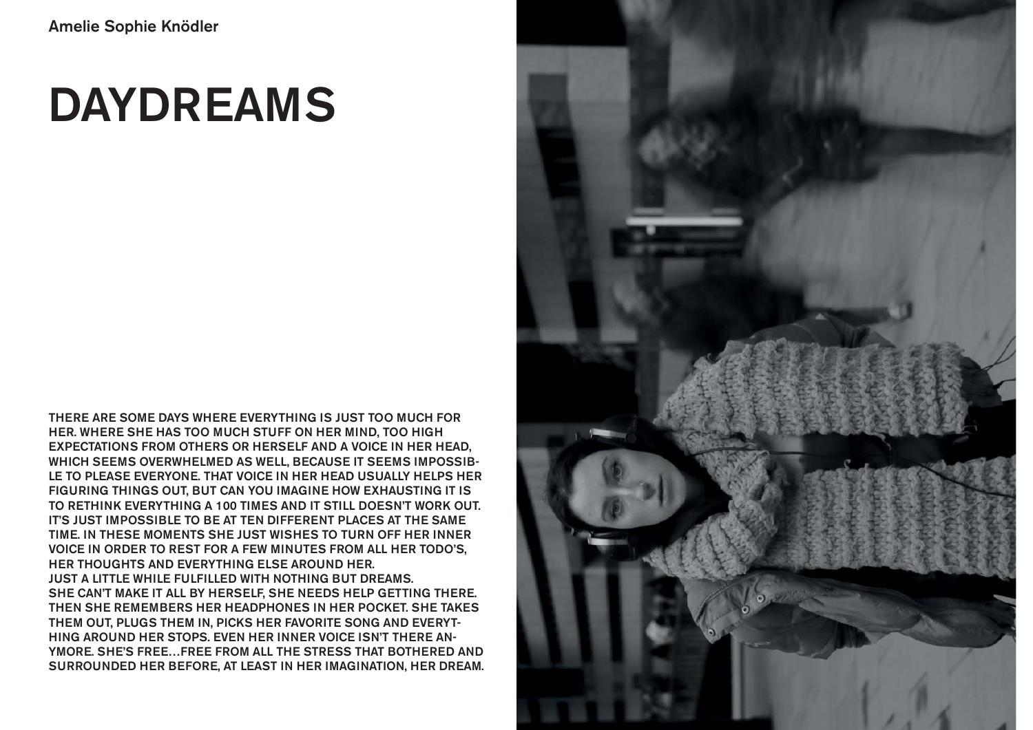Amelie Sophie Knödler

# DAYDREAMS

THERE ARE SOME DAYS WHERE EVERYTHING IS JUST TOO MUCH FOR HER. WHERE SHE HAS TOO MUCH STUFF ON HER MIND, TOO HIGH EXPECTATIONS FROM OTHERS OR HERSELF AND A VOICE IN HER HEAD, WHICH SEEMS OVERWHELMED AS WELL, BECAUSE IT SEEMS IMPOSSIBLE TO PLEASE EVERYONE. THAT VOICE IN HER HEAD USUALLY HELPS HER FIGURING THINGS OUT, BUT CAN YOU IMAGINE HOW EXHAUSTING IT IS TO RETHINK EVERYTHING A 100 TIMES AND IT STILL DOESN'T WORK OUT. IT'S JUST IMPOSSIBLE TO BE AT TEN DIFFERENT PLACES AT THE SAME TIME. IN THESE MOMENTS SHE JUST WISHES TO TURN OFF HER INNER VOICE IN ORDER TO REST FOR A FEW MINUTES FROM ALL HER TODO'S, HER THOUGHTS AND EVERYTHING ELSE AROUND HER.
JUST A LITTLE WHILE FULFILLED WITH NOTHING BUT DREAMS.
SHE CAN'T MAKE IT ALL BY HERSELF, SHE NEEDS HELP GETTING THERE.
THEN SHE REMEMBERS HER HEADPHONES IN HER POCKET. SHE TAKES THEM OUT, PLUGS THEM IN, PICKS HER FAVORITE SONG AND EVERYTHING AROUND HER STOPS. EVEN HER INNER VOICE ISN'T THERE ANYMORE. SHE'S FREE…FREE FROM ALL THE STRESS THAT BOTHERED AND SURROUNDED HER BEFORE, AT LEAST IN HER IMAGINATION, HER DREAM.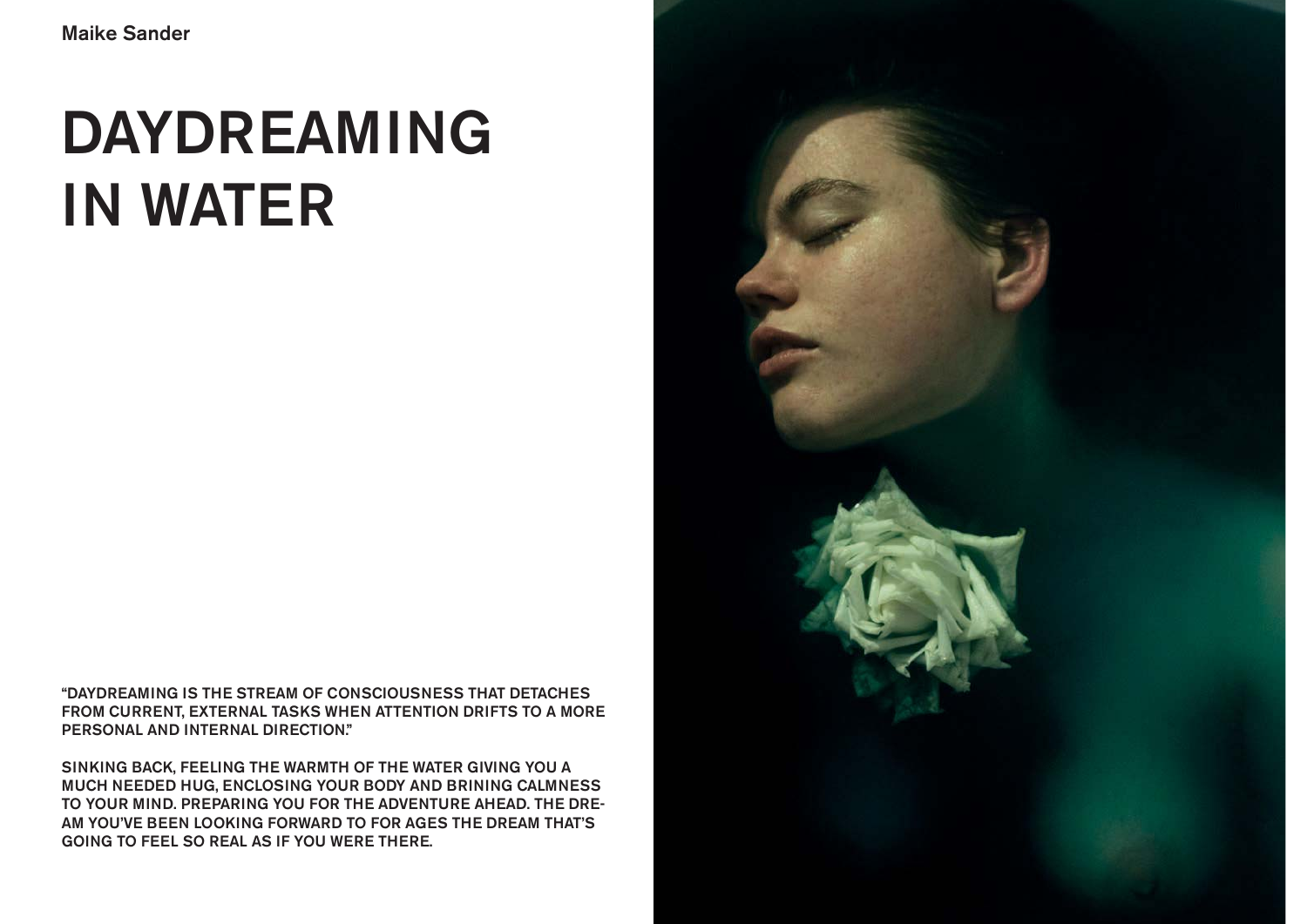Maike Sander

# DAYDREAMING IN WATER

"DAYDREAMING IS THE STREAM OF CONSCIOUSNESS THAT DETACHES FROM CURRENT, EXTERNAL TASKS WHEN ATTENTION DRIFTS TO A MORE PERSONAL AND INTERNAL DIRECTION."

SINKING BACK, FEELING THE WARMTH OF THE WATER GIVING YOU A MUCH NEEDED HUG, ENCLOSING YOUR BODY AND BRINING CALMNESS TO YOUR MIND. PREPARING YOU FOR THE ADVENTURE AHEAD. THE DREAM YOU'VE BEEN LOOKING FORWARD TO FOR AGES THE DREAM THAT'S GOING TO FEEL SO REAL AS IF YOU WERE THERE.